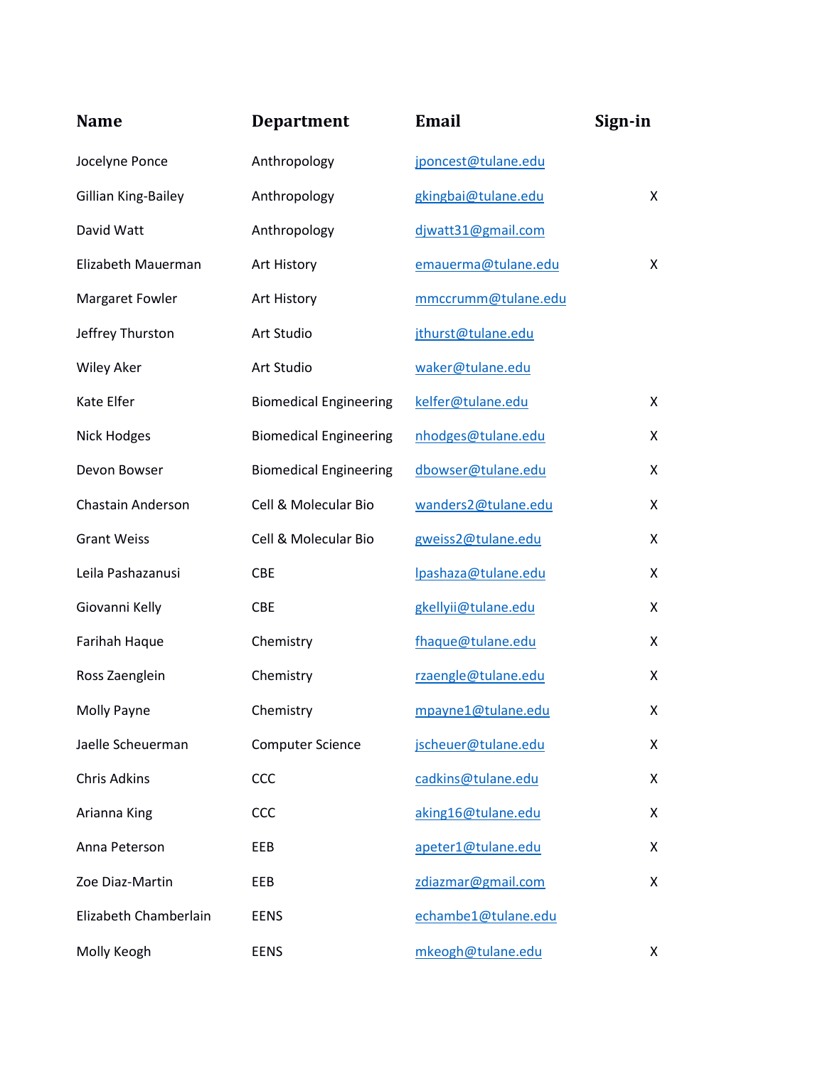| Name | Department | Email | Sign-in |
|---|---|---|---|
| Jocelyne Ponce | Anthropology | jponcest@tulane.edu | |
| Gillian King-Bailey | Anthropology | gkingbai@tulane.edu | X |
| David Watt | Anthropology | djwatt31@gmail.com | |
| Elizabeth Mauerman | Art History | emauerma@tulane.edu | X |
| Margaret Fowler | Art History | mmccrumm@tulane.edu | |
| Jeffrey Thurston | Art Studio | jthurst@tulane.edu | |
| Wiley Aker | Art Studio | waker@tulane.edu | |
| Kate Elfer | Biomedical Engineering | kelfer@tulane.edu | X |
| Nick Hodges | Biomedical Engineering | nhodges@tulane.edu | X |
| Devon Bowser | Biomedical Engineering | dbowser@tulane.edu | X |
| Chastain Anderson | Cell & Molecular Bio | wanders2@tulane.edu | X |
| Grant Weiss | Cell & Molecular Bio | gweiss2@tulane.edu | X |
| Leila Pashazanusi | CBE | lpashaza@tulane.edu | X |
| Giovanni Kelly | CBE | gkellyii@tulane.edu | X |
| Farihah Haque | Chemistry | fhaque@tulane.edu | X |
| Ross Zaenglein | Chemistry | rzaengle@tulane.edu | X |
| Molly Payne | Chemistry | mpayne1@tulane.edu | X |
| Jaelle Scheuerman | Computer Science | jscheuer@tulane.edu | X |
| Chris Adkins | CCC | cadkins@tulane.edu | X |
| Arianna King | CCC | aking16@tulane.edu | X |
| Anna Peterson | EEB | apeter1@tulane.edu | X |
| Zoe Diaz-Martin | EEB | zdiazmar@gmail.com | X |
| Elizabeth Chamberlain | EENS | echambe1@tulane.edu | |
| Molly Keogh | EENS | mkeogh@tulane.edu | X |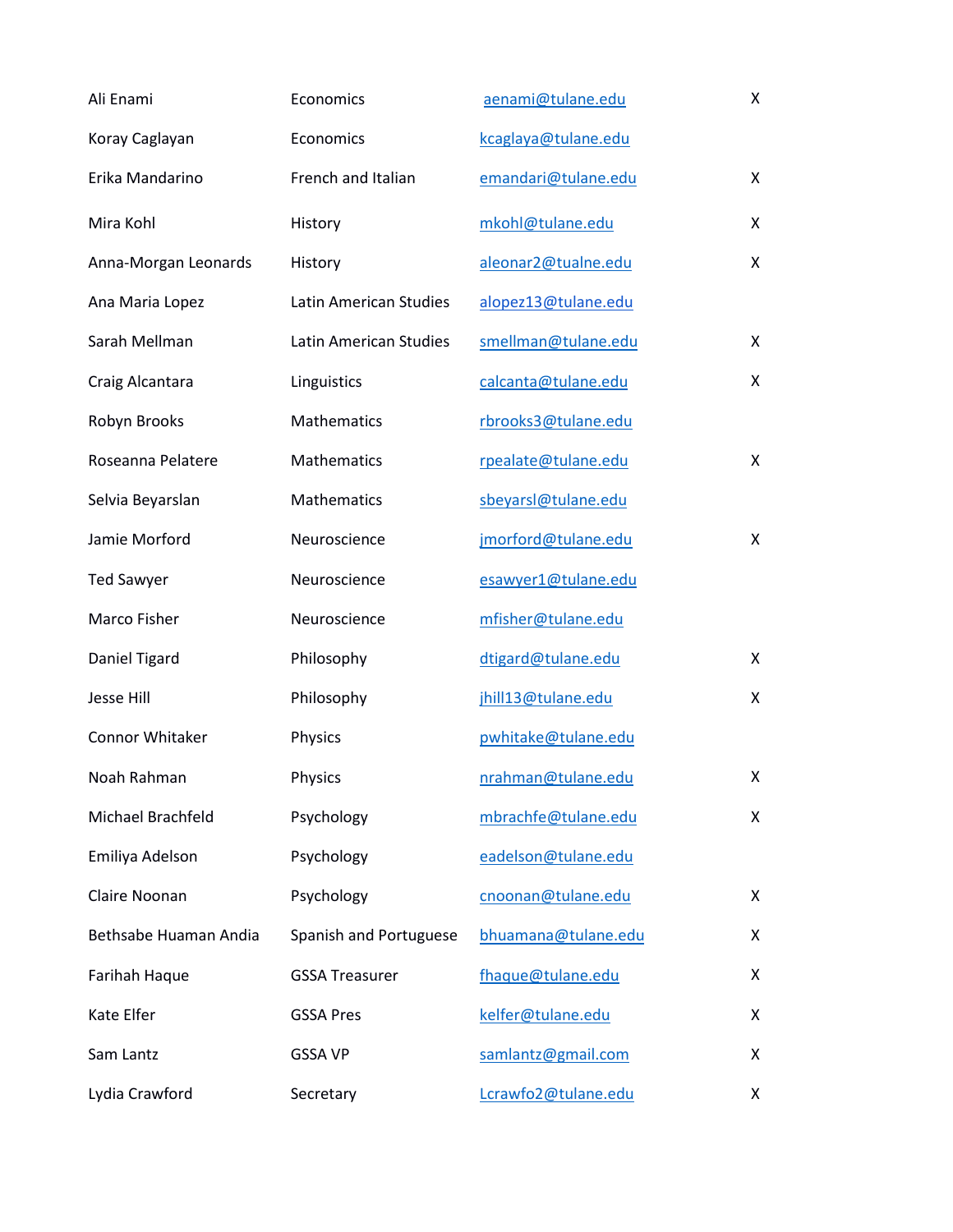| | | | |
|---|---|---|---|
| Ali Enami | Economics | aenami@tulane.edu | X |
| Koray Caglayan | Economics | kcaglaya@tulane.edu | |
| Erika Mandarino | French and Italian | emandari@tulane.edu | X |
| Mira Kohl | History | mkohl@tulane.edu | X |
| Anna-Morgan Leonards | History | aleonar2@tualne.edu | X |
| Ana Maria Lopez | Latin American Studies | alopez13@tulane.edu | |
| Sarah Mellman | Latin American Studies | smellman@tulane.edu | X |
| Craig Alcantara | Linguistics | calcanta@tulane.edu | X |
| Robyn Brooks | Mathematics | rbrooks3@tulane.edu | |
| Roseanna Pelatere | Mathematics | rpealate@tulane.edu | X |
| Selvia Beyarslan | Mathematics | sbeyarsl@tulane.edu | |
| Jamie Morford | Neuroscience | jmorford@tulane.edu | X |
| Ted Sawyer | Neuroscience | esawyer1@tulane.edu | |
| Marco Fisher | Neuroscience | mfisher@tulane.edu | |
| Daniel Tigard | Philosophy | dtigard@tulane.edu | X |
| Jesse Hill | Philosophy | jhill13@tulane.edu | X |
| Connor Whitaker | Physics | pwhitake@tulane.edu | |
| Noah Rahman | Physics | nrahman@tulane.edu | X |
| Michael Brachfeld | Psychology | mbrachfe@tulane.edu | X |
| Emiliya Adelson | Psychology | eadelson@tulane.edu | |
| Claire Noonan | Psychology | cnoonan@tulane.edu | X |
| Bethsabe Huaman Andia | Spanish and Portuguese | bhuamana@tulane.edu | X |
| Farihah Haque | GSSA Treasurer | fhaque@tulane.edu | X |
| Kate Elfer | GSSA Pres | kelfer@tulane.edu | X |
| Sam Lantz | GSSA VP | samlantz@gmail.com | X |
| Lydia Crawford | Secretary | Lcrawfo2@tulane.edu | X |